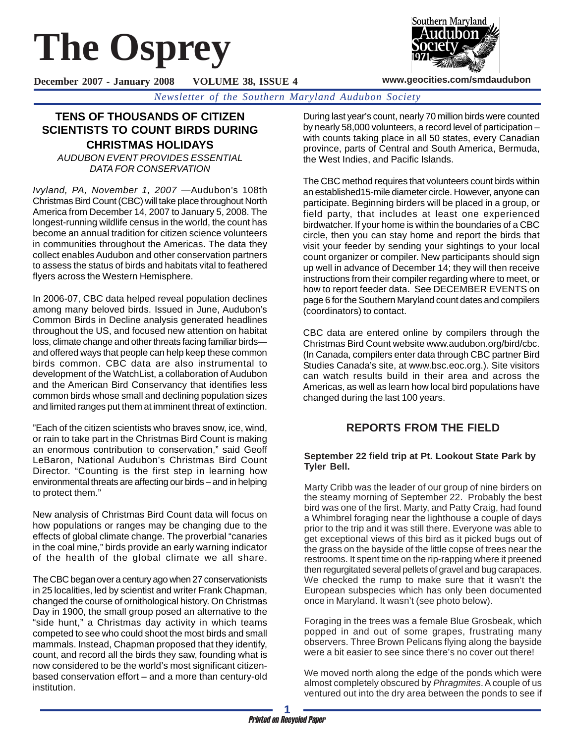# The Osprey

**December 2007 - January 2008 VOLUME 38, ISSUE 4**

**www.geocities.com/smdaudubon**

*Newsletter of the Southern Maryland Audubon Society*

## TENS OF THOUSANDS OF CITIZEN SCIENTISTS TO COUNT BIRDS DURING CHRISTMAS HOLIDAYS

*AUDUBON EVENT PROVIDES ESSENTIAL DATA FOR CONSERVATION*

*Ivyland, PA, November 1, 2007* —Audubon's 108th Christmas Bird Count (CBC) will take place throughout North America from December 14, 2007 to January 5, 2008. The longest-running wildlife census in the world, the count has become an annual tradition for citizen science volunteers in communities throughout the Americas. The data they collect enables Audubon and other conservation partners to assess the status of birds and habitats vital to feathered flyers across the Western Hemisphere.

In 2006-07, CBC data helped reveal population declines among many beloved birds. Issued in June, Audubon's Common Birds in Decline analysis generated headlines throughout the US, and focused new attention on habitat loss, climate change and other threats facing familiar birds—and offered ways that people can help keep these common birds common. CBC data are also instrumental to development of the WatchList, a collaboration of Audubon and the American Bird Conservancy that identifies less common birds whose small and declining population sizes and limited ranges put them at imminent threat of extinction.

"Each of the citizen scientists who braves snow, ice, wind, or rain to take part in the Christmas Bird Count is making an enormous contribution to conservation," said Geoff LeBaron, National Audubon's Christmas Bird Count Director. "Counting is the first step in learning how environmental threats are affecting our birds – and in helping to protect them."

New analysis of Christmas Bird Count data will focus on how populations or ranges may be changing due to the effects of global climate change. The proverbial "canaries in the coal mine," birds provide an early warning indicator of the health of the global climate we all share.

The CBC began over a century ago when 27 conservationists in 25 localities, led by scientist and writer Frank Chapman, changed the course of ornithological history. On Christmas Day in 1900, the small group posed an alternative to the "side hunt," a Christmas day activity in which teams competed to see who could shoot the most birds and small mammals. Instead, Chapman proposed that they identify, count, and record all the birds they saw, founding what is now considered to be the world's most significant citizen-based conservation effort – and a more than century-old institution.

During last year's count, nearly 70 million birds were counted by nearly 58,000 volunteers, a record level of participation – with counts taking place in all 50 states, every Canadian province, parts of Central and South America, Bermuda, the West Indies, and Pacific Islands.

The CBC method requires that volunteers count birds within an established15-mile diameter circle. However, anyone can participate. Beginning birders will be placed in a group, or field party, that includes at least one experienced birdwatcher. If your home is within the boundaries of a CBC circle, then you can stay home and report the birds that visit your feeder by sending your sightings to your local count organizer or compiler. New participants should sign up well in advance of December 14; they will then receive instructions from their compiler regarding where to meet, or how to report feeder data. See DECEMBER EVENTS on page 6 for the Southern Maryland count dates and compilers (coordinators) to contact.

CBC data are entered online by compilers through the Christmas Bird Count website www.audubon.org/bird/cbc. (In Canada, compilers enter data through CBC partner Bird Studies Canada's site, at www.bsc.eoc.org.). Site visitors can watch results build in their area and across the Americas, as well as learn how local bird populations have changed during the last 100 years.

## REPORTS FROM THE FIELD

### September 22 field trip at Pt. Lookout State Park by Tyler Bell.

Marty Cribb was the leader of our group of nine birders on the steamy morning of September 22. Probably the best bird was one of the first. Marty, and Patty Craig, had found a Whimbrel foraging near the lighthouse a couple of days prior to the trip and it was still there. Everyone was able to get exceptional views of this bird as it picked bugs out of the grass on the bayside of the little copse of trees near the restrooms. It spent time on the rip-rapping where it preened then regurgitated several pellets of gravel and bug carapaces. We checked the rump to make sure that it wasn't the European subspecies which has only been documented once in Maryland. It wasn't (see photo below).

Foraging in the trees was a female Blue Grosbeak, which popped in and out of some grapes, frustrating many observers. Three Brown Pelicans flying along the bayside were a bit easier to see since there's no cover out there!

We moved north along the edge of the ponds which were almost completely obscured by *Phragmites*. A couple of us ventured out into the dry area between the ponds to see if

*Printed on Recycled Paper*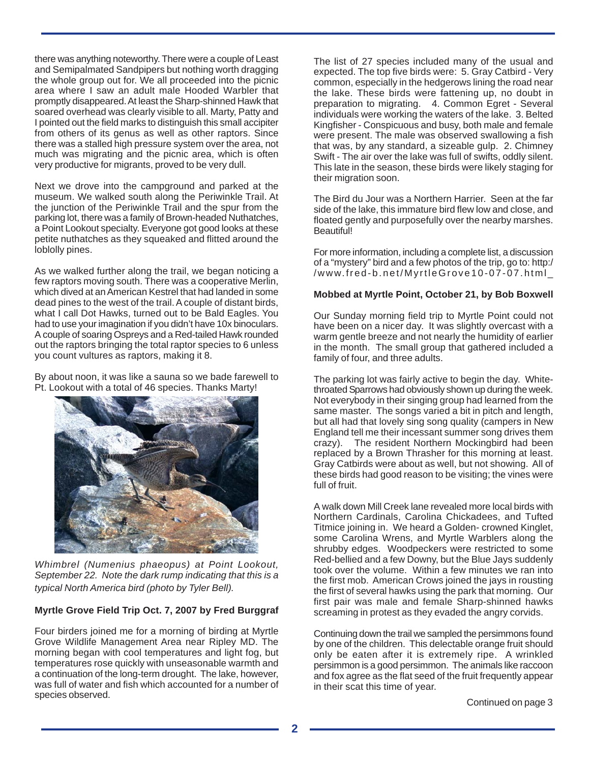there was anything noteworthy. There were a couple of Least and Semipalmated Sandpipers but nothing worth dragging the whole group out for. We all proceeded into the picnic area where I saw an adult male Hooded Warbler that promptly disappeared. At least the Sharp-shinned Hawk that soared overhead was clearly visible to all. Marty, Patty and I pointed out the field marks to distinguish this small accipiter from others of its genus as well as other raptors. Since there was a stalled high pressure system over the area, not much was migrating and the picnic area, which is often very productive for migrants, proved to be very dull.

Next we drove into the campground and parked at the museum. We walked south along the Periwinkle Trail. At the junction of the Periwinkle Trail and the spur from the parking lot, there was a family of Brown-headed Nuthatches, a Point Lookout specialty. Everyone got good looks at these petite nuthatches as they squeaked and flitted around the loblolly pines.

As we walked further along the trail, we began noticing a few raptors moving south. There was a cooperative Merlin, which dived at an American Kestrel that had landed in some dead pines to the west of the trail. A couple of distant birds, what I call Dot Hawks, turned out to be Bald Eagles. You had to use your imagination if you didn't have 10x binoculars. A couple of soaring Ospreys and a Red-tailed Hawk rounded out the raptors bringing the total raptor species to 6 unless you count vultures as raptors, making it 8.

By about noon, it was like a sauna so we bade farewell to Pt. Lookout with a total of 46 species. Thanks Marty!

*Whimbrel (Numenius phaeopus) at Point Lookout, September 22. Note the dark rump indicating that this is a typical North America bird (photo by Tyler Bell).*

**Myrtle Grove Field Trip Oct. 7, 2007 by Fred Burggraf**

Four birders joined me for a morning of birding at Myrtle Grove Wildlife Management Area near Ripley MD. The morning began with cool temperatures and light fog, but temperatures rose quickly with unseasonable warmth and a continuation of the long-term drought. The lake, however, was full of water and fish which accounted for a number of species observed.

The list of 27 species included many of the usual and expected. The top five birds were: 5. Gray Catbird - Very common, especially in the hedgerows lining the road near the lake. These birds were fattening up, no doubt in preparation to migrating. 4. Common Egret - Several individuals were working the waters of the lake. 3. Belted Kingfisher - Conspicuous and busy, both male and female were present. The male was observed swallowing a fish that was, by any standard, a sizeable gulp. 2. Chimney Swift - The air over the lake was full of swifts, oddly silent. This late in the season, these birds were likely staging for their migration soon.

The Bird du Jour was a Northern Harrier. Seen at the far side of the lake, this immature bird flew low and close, and floated gently and purposefully over the nearby marshes. Beautiful!

For more information, including a complete list, a discussion of a "mystery" bird and a few photos of the trip, go to: http://www.fred-b.net/MyrtleGrove10-07-07.html_

**Mobbed at Myrtle Point, October 21, by Bob Boxwell**

Our Sunday morning field trip to Myrtle Point could not have been on a nicer day. It was slightly overcast with a warm gentle breeze and not nearly the humidity of earlier in the month. The small group that gathered included a family of four, and three adults.

The parking lot was fairly active to begin the day. White-throated Sparrows had obviously shown up during the week. Not everybody in their singing group had learned from the same master. The songs varied a bit in pitch and length, but all had that lovely sing song quality (campers in New England tell me their incessant summer song drives them crazy). The resident Northern Mockingbird had been replaced by a Brown Thrasher for this morning at least. Gray Catbirds were about as well, but not showing. All of these birds had good reason to be visiting; the vines were full of fruit.

A walk down Mill Creek lane revealed more local birds with Northern Cardinals, Carolina Chickadees, and Tufted Titmice joining in. We heard a Golden- crowned Kinglet, some Carolina Wrens, and Myrtle Warblers along the shrubby edges. Woodpeckers were restricted to some Red-bellied and a few Downy, but the Blue Jays suddenly took over the volume. Within a few minutes we ran into the first mob. American Crows joined the jays in rousting the first of several hawks using the park that morning. Our first pair was male and female Sharp-shinned hawks screaming in protest as they evaded the angry corvids.

Continuing down the trail we sampled the persimmons found by one of the children. This delectable orange fruit should only be eaten after it is extremely ripe. A wrinkled persimmon is a good persimmon. The animals like raccoon and fox agree as the flat seed of the fruit frequently appear in their scat this time of year.

Continued on page 3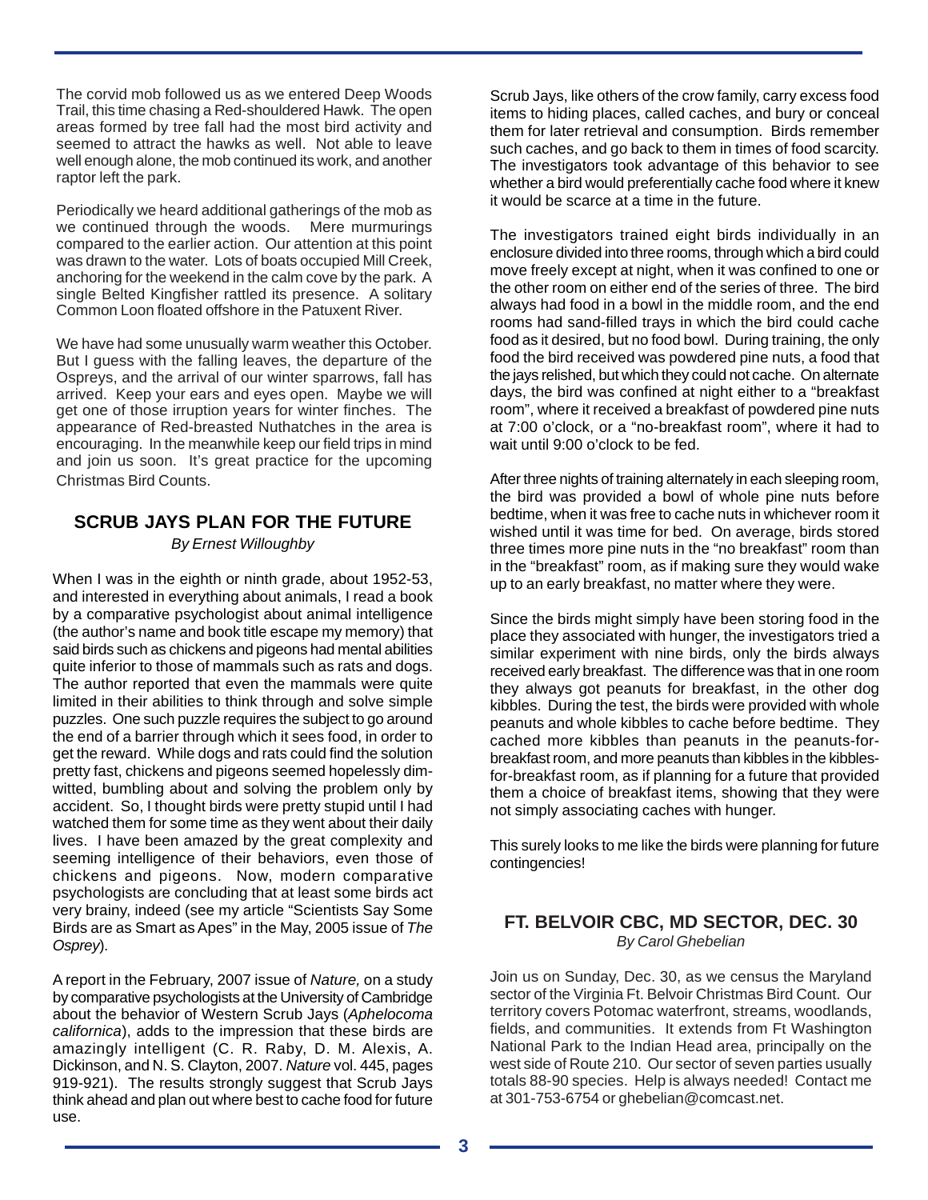The corvid mob followed us as we entered Deep Woods Trail, this time chasing a Red-shouldered Hawk. The open areas formed by tree fall had the most bird activity and seemed to attract the hawks as well. Not able to leave well enough alone, the mob continued its work, and another raptor left the park.

Periodically we heard additional gatherings of the mob as we continued through the woods. Mere murmurings compared to the earlier action. Our attention at this point was drawn to the water. Lots of boats occupied Mill Creek, anchoring for the weekend in the calm cove by the park. A single Belted Kingfisher rattled its presence. A solitary Common Loon floated offshore in the Patuxent River.

We have had some unusually warm weather this October. But I guess with the falling leaves, the departure of the Ospreys, and the arrival of our winter sparrows, fall has arrived. Keep your ears and eyes open. Maybe we will get one of those irruption years for winter finches. The appearance of Red-breasted Nuthatches in the area is encouraging. In the meanwhile keep our field trips in mind and join us soon. It's great practice for the upcoming Christmas Bird Counts.

## SCRUB JAYS PLAN FOR THE FUTURE

*By Ernest Willoughby*

When I was in the eighth or ninth grade, about 1952-53, and interested in everything about animals, I read a book by a comparative psychologist about animal intelligence (the author's name and book title escape my memory) that said birds such as chickens and pigeons had mental abilities quite inferior to those of mammals such as rats and dogs. The author reported that even the mammals were quite limited in their abilities to think through and solve simple puzzles. One such puzzle requires the subject to go around the end of a barrier through which it sees food, in order to get the reward. While dogs and rats could find the solution pretty fast, chickens and pigeons seemed hopelessly dim-witted, bumbling about and solving the problem only by accident. So, I thought birds were pretty stupid until I had watched them for some time as they went about their daily lives. I have been amazed by the great complexity and seeming intelligence of their behaviors, even those of chickens and pigeons. Now, modern comparative psychologists are concluding that at least some birds act very brainy, indeed (see my article "Scientists Say Some Birds are as Smart as Apes" in the May, 2005 issue of *The Osprey*).

A report in the February, 2007 issue of *Nature,* on a study by comparative psychologists at the University of Cambridge about the behavior of Western Scrub Jays (*Aphelocoma californica*), adds to the impression that these birds are amazingly intelligent (C. R. Raby, D. M. Alexis, A. Dickinson, and N. S. Clayton, 2007. *Nature* vol. 445, pages 919-921). The results strongly suggest that Scrub Jays think ahead and plan out where best to cache food for future use.

Scrub Jays, like others of the crow family, carry excess food items to hiding places, called caches, and bury or conceal them for later retrieval and consumption. Birds remember such caches, and go back to them in times of food scarcity. The investigators took advantage of this behavior to see whether a bird would preferentially cache food where it knew it would be scarce at a time in the future.

The investigators trained eight birds individually in an enclosure divided into three rooms, through which a bird could move freely except at night, when it was confined to one or the other room on either end of the series of three. The bird always had food in a bowl in the middle room, and the end rooms had sand-filled trays in which the bird could cache food as it desired, but no food bowl. During training, the only food the bird received was powdered pine nuts, a food that the jays relished, but which they could not cache. On alternate days, the bird was confined at night either to a "breakfast room", where it received a breakfast of powdered pine nuts at 7:00 o'clock, or a "no-breakfast room", where it had to wait until 9:00 o'clock to be fed.

After three nights of training alternately in each sleeping room, the bird was provided a bowl of whole pine nuts before bedtime, when it was free to cache nuts in whichever room it wished until it was time for bed. On average, birds stored three times more pine nuts in the "no breakfast" room than in the "breakfast" room, as if making sure they would wake up to an early breakfast, no matter where they were.

Since the birds might simply have been storing food in the place they associated with hunger, the investigators tried a similar experiment with nine birds, only the birds always received early breakfast. The difference was that in one room they always got peanuts for breakfast, in the other dog kibbles. During the test, the birds were provided with whole peanuts and whole kibbles to cache before bedtime. They cached more kibbles than peanuts in the peanuts-for-breakfast room, and more peanuts than kibbles in the kibbles-for-breakfast room, as if planning for a future that provided them a choice of breakfast items, showing that they were not simply associating caches with hunger.

This surely looks to me like the birds were planning for future contingencies!

## FT. BELVOIR CBC, MD SECTOR, DEC. 30

*By Carol Ghebelian*

Join us on Sunday, Dec. 30, as we census the Maryland sector of the Virginia Ft. Belvoir Christmas Bird Count. Our territory covers Potomac waterfront, streams, woodlands, fields, and communities. It extends from Ft Washington National Park to the Indian Head area, principally on the west side of Route 210. Our sector of seven parties usually totals 88-90 species. Help is always needed! Contact me at 301-753-6754 or ghebelian@comcast.net.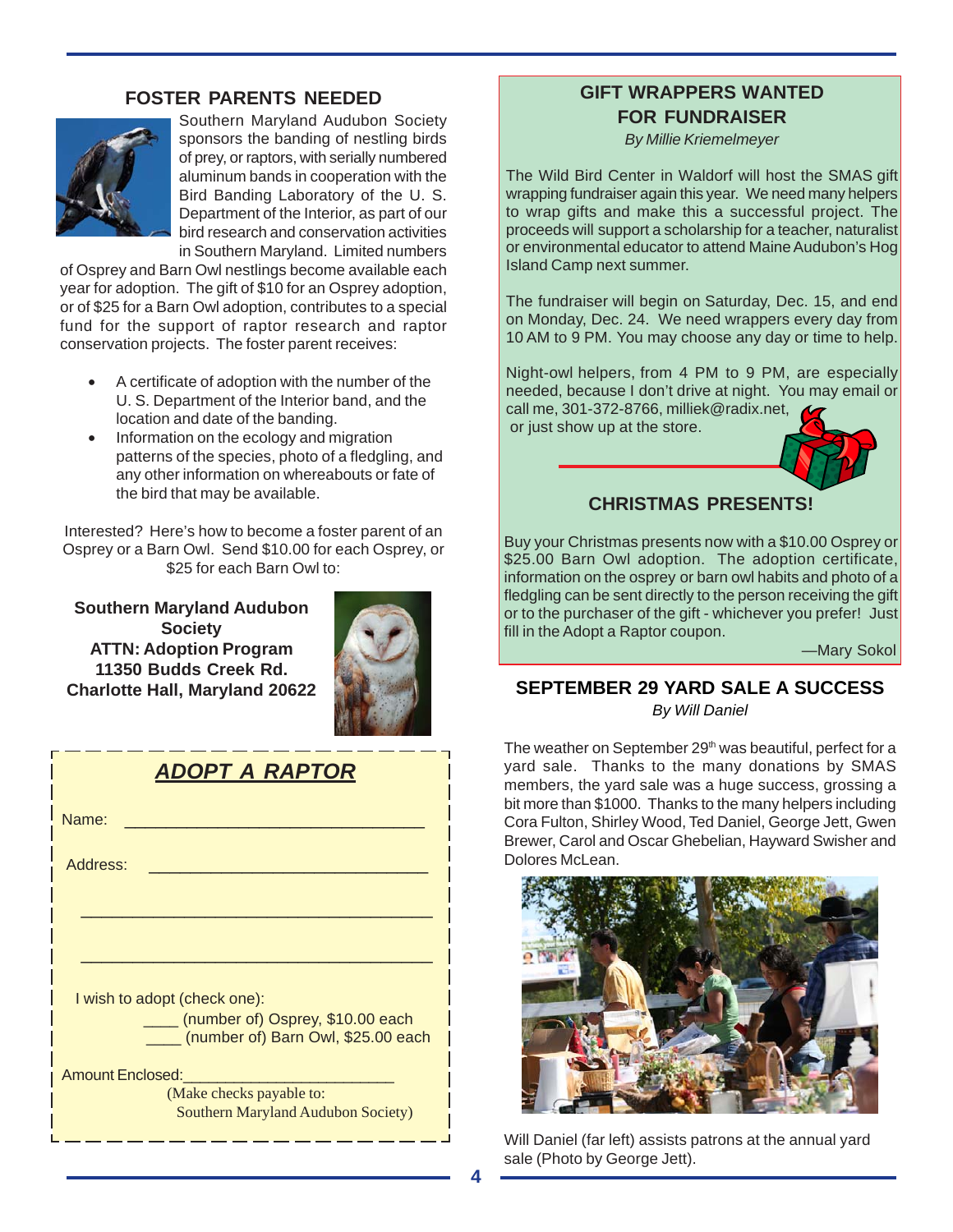## FOSTER PARENTS NEEDED

Southern Maryland Audubon Society sponsors the banding of nestling birds of prey, or raptors, with serially numbered aluminum bands in cooperation with the Bird Banding Laboratory of the U. S. Department of the Interior, as part of our bird research and conservation activities in Southern Maryland. Limited numbers of Osprey and Barn Owl nestlings become available each year for adoption. The gift of $10 for an Osprey adoption, or of $25 for a Barn Owl adoption, contributes to a special fund for the support of raptor research and raptor conservation projects. The foster parent receives:

- A certificate of adoption with the number of the U. S. Department of the Interior band, and the location and date of the banding.
- Information on the ecology and migration patterns of the species, photo of a fledgling, and any other information on whereabouts or fate of the bird that may be available.

Interested? Here's how to become a foster parent of an Osprey or a Barn Owl. Send $10.00 for each Osprey, or $25 for each Barn Owl to:

**Southern Maryland Audubon Society**
**ATTN: Adoption Program**
**11350 Budds Creek Rd.**
**Charlotte Hall, Maryland 20622**

### *ADOPT A RAPTOR*

Name: ________________________________

Address: ______________________________

_______________________________________

_______________________________________

I wish to adopt (check one):

____ (number of) Osprey, $10.00 each

____ (number of) Barn Owl, $25.00 each

Amount Enclosed:________________________

(Make checks payable to: Southern Maryland Audubon Society)

## GIFT WRAPPERS WANTED FOR FUNDRAISER

*By Millie Kriemelmeyer*

The Wild Bird Center in Waldorf will host the SMAS gift wrapping fundraiser again this year. We need many helpers to wrap gifts and make this a successful project. The proceeds will support a scholarship for a teacher, naturalist or environmental educator to attend Maine Audubon's Hog Island Camp next summer.

The fundraiser will begin on Saturday, Dec. 15, and end on Monday, Dec. 24. We need wrappers every day from 10 AM to 9 PM. You may choose any day or time to help.

Night-owl helpers, from 4 PM to 9 PM, are especially needed, because I don't drive at night. You may email or call me, 301-372-8766, milliek@radix.net, or just show up at the store.

## CHRISTMAS PRESENTS!

Buy your Christmas presents now with a $10.00 Osprey or $25.00 Barn Owl adoption. The adoption certificate, information on the osprey or barn owl habits and photo of a fledgling can be sent directly to the person receiving the gift or to the purchaser of the gift - whichever you prefer! Just fill in the Adopt a Raptor coupon.

—Mary Sokol

## SEPTEMBER 29 YARD SALE A SUCCESS

*By Will Daniel*

The weather on September 29th was beautiful, perfect for a yard sale. Thanks to the many donations by SMAS members, the yard sale was a huge success, grossing a bit more than $1000. Thanks to the many helpers including Cora Fulton, Shirley Wood, Ted Daniel, George Jett, Gwen Brewer, Carol and Oscar Ghebelian, Hayward Swisher and Dolores McLean.

Will Daniel (far left) assists patrons at the annual yard sale (Photo by George Jett).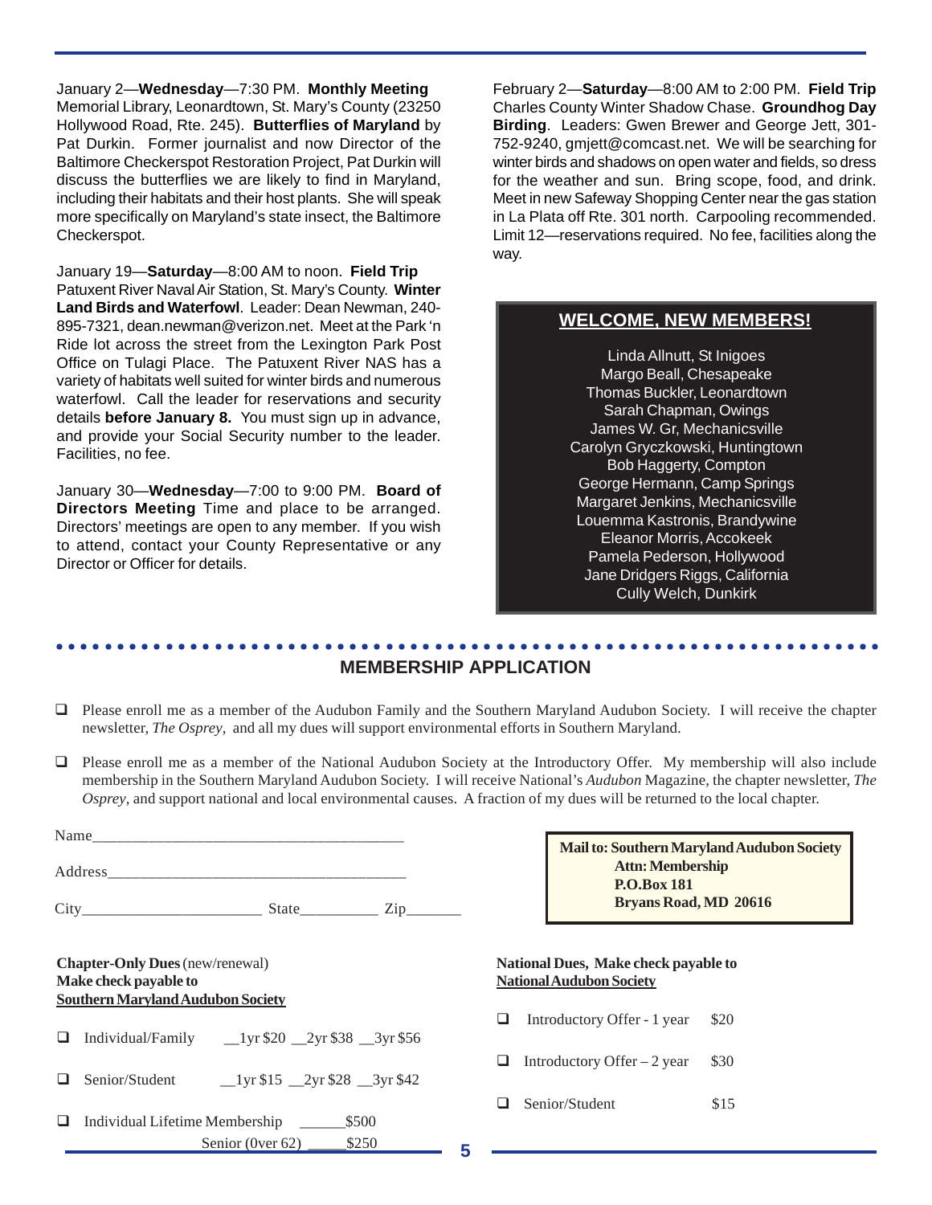January 2—**Wednesday**—7:30 PM. **Monthly Meeting** Memorial Library, Leonardtown, St. Mary's County (23250 Hollywood Road, Rte. 245). **Butterflies of Maryland** by Pat Durkin. Former journalist and now Director of the Baltimore Checkerspot Restoration Project, Pat Durkin will discuss the butterflies we are likely to find in Maryland, including their habitats and their host plants. She will speak more specifically on Maryland's state insect, the Baltimore Checkerspot.

January 19—**Saturday**—8:00 AM to noon. **Field Trip** Patuxent River Naval Air Station, St. Mary's County. **Winter Land Birds and Waterfowl**. Leader: Dean Newman, 240-895-7321, dean.newman@verizon.net. Meet at the Park 'n Ride lot across the street from the Lexington Park Post Office on Tulagi Place. The Patuxent River NAS has a variety of habitats well suited for winter birds and numerous waterfowl. Call the leader for reservations and security details **before January 8.** You must sign up in advance, and provide your Social Security number to the leader. Facilities, no fee.

January 30—**Wednesday**—7:00 to 9:00 PM. **Board of Directors Meeting** Time and place to be arranged. Directors' meetings are open to any member. If you wish to attend, contact your County Representative or any Director or Officer for details.

February 2—**Saturday**—8:00 AM to 2:00 PM. **Field Trip** Charles County Winter Shadow Chase. **Groundhog Day Birding**. Leaders: Gwen Brewer and George Jett, 301-752-9240, gmjett@comcast.net. We will be searching for winter birds and shadows on open water and fields, so dress for the weather and sun. Bring scope, food, and drink. Meet in new Safeway Shopping Center near the gas station in La Plata off Rte. 301 north. Carpooling recommended. Limit 12—reservations required. No fee, facilities along the way.

## WELCOME, NEW MEMBERS!

Linda Allnutt, St Inigoes
Margo Beall, Chesapeake
Thomas Buckler, Leonardtown
Sarah Chapman, Owings
James W. Gr, Mechanicsville
Carolyn Gryczkowski, Huntingtown
Bob Haggerty, Compton
George Hermann, Camp Springs
Margaret Jenkins, Mechanicsville
Louemma Kastronis, Brandywine
Eleanor Morris, Accokeek
Pamela Pederson, Hollywood
Jane Dridgers Riggs, California
Cully Welch, Dunkirk

## MEMBERSHIP APPLICATION

- ❑ Please enroll me as a member of the Audubon Family and the Southern Maryland Audubon Society. I will receive the chapter newsletter, *The Osprey*, and all my dues will support environmental efforts in Southern Maryland.
- ❑ Please enroll me as a member of the National Audubon Society at the Introductory Offer. My membership will also include membership in the Southern Maryland Audubon Society. I will receive National's *Audubon* Magazine, the chapter newsletter, *The Osprey*, and support national and local environmental causes. A fraction of my dues will be returned to the local chapter.

Name_______________________________________

Address_____________________________________

City______________________ State__________ Zip_______

**Mail to: Southern Maryland Audubon Society**
**Attn: Membership**
**P.O.Box 181**
**Bryans Road, MD 20616**

**Chapter-Only Dues** (new/renewal)
**Make check payable to**
**Southern Maryland Audubon Society**

- ❑ Individual/Family __1yr $20 __2yr $38 __3yr $56
- ❑ Senior/Student __1yr $15 __2yr $28 __3yr $42
- ❑ Individual Lifetime Membership ______$500
  Senior (0ver 62) _____$250

**National Dues, Make check payable to National Audubon Society**

- ❑ Introductory Offer - 1 year $20
- ❑ Introductory Offer – 2 year $30
- ❑ Senior/Student $15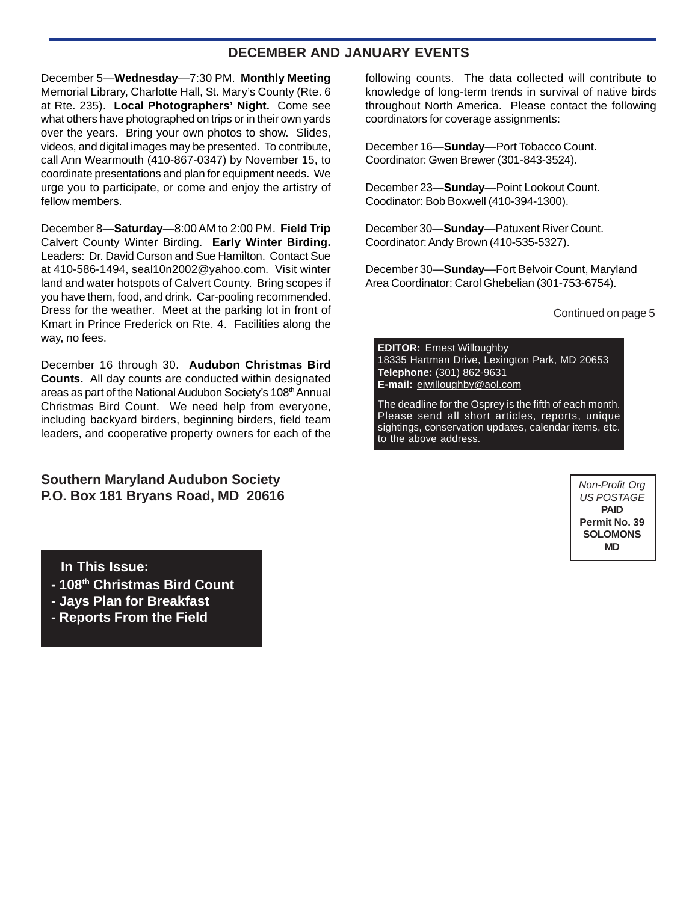## DECEMBER AND JANUARY EVENTS

December 5—**Wednesday**—7:30 PM. **Monthly Meeting** Memorial Library, Charlotte Hall, St. Mary's County (Rte. 6 at Rte. 235). **Local Photographers' Night.** Come see what others have photographed on trips or in their own yards over the years. Bring your own photos to show. Slides, videos, and digital images may be presented. To contribute, call Ann Wearmouth (410-867-0347) by November 15, to coordinate presentations and plan for equipment needs. We urge you to participate, or come and enjoy the artistry of fellow members.

December 8—**Saturday**—8:00 AM to 2:00 PM. **Field Trip** Calvert County Winter Birding. **Early Winter Birding.** Leaders: Dr. David Curson and Sue Hamilton. Contact Sue at 410-586-1494, seal10n2002@yahoo.com. Visit winter land and water hotspots of Calvert County. Bring scopes if you have them, food, and drink. Car-pooling recommended. Dress for the weather. Meet at the parking lot in front of Kmart in Prince Frederick on Rte. 4. Facilities along the way, no fees.

December 16 through 30. **Audubon Christmas Bird Counts.** All day counts are conducted within designated areas as part of the National Audubon Society's 108th Annual Christmas Bird Count. We need help from everyone, including backyard birders, beginning birders, field team leaders, and cooperative property owners for each of the following counts. The data collected will contribute to knowledge of long-term trends in survival of native birds throughout North America. Please contact the following coordinators for coverage assignments:

December 16—**Sunday**—Port Tobacco Count.
Coordinator: Gwen Brewer (301-843-3524).

December 23—**Sunday**—Point Lookout Count.
Coodinator: Bob Boxwell (410-394-1300).

December 30—**Sunday**—Patuxent River Count.
Coordinator: Andy Brown (410-535-5327).

December 30—**Sunday**—Fort Belvoir Count, Maryland Area Coordinator: Carol Ghebelian (301-753-6754).

Continued on page 5

**EDITOR:** Ernest Willoughby
18335 Hartman Drive, Lexington Park, MD 20653
**Telephone:** (301) 862-9631
**E-mail:** ejwilloughby@aol.com

The deadline for the Osprey is the fifth of each month. Please send all short articles, reports, unique sightings, conservation updates, calendar items, etc. to the above address.

**Southern Maryland Audubon Society**
**P.O. Box 181 Bryans Road, MD 20616**

*Non-Profit Org*
*US POSTAGE*
**PAID**
**Permit No. 39**
**SOLOMONS**
**MD**

**In This Issue:**

- **108th Christmas Bird Count**
- **Jays Plan for Breakfast**
- **Reports From the Field**